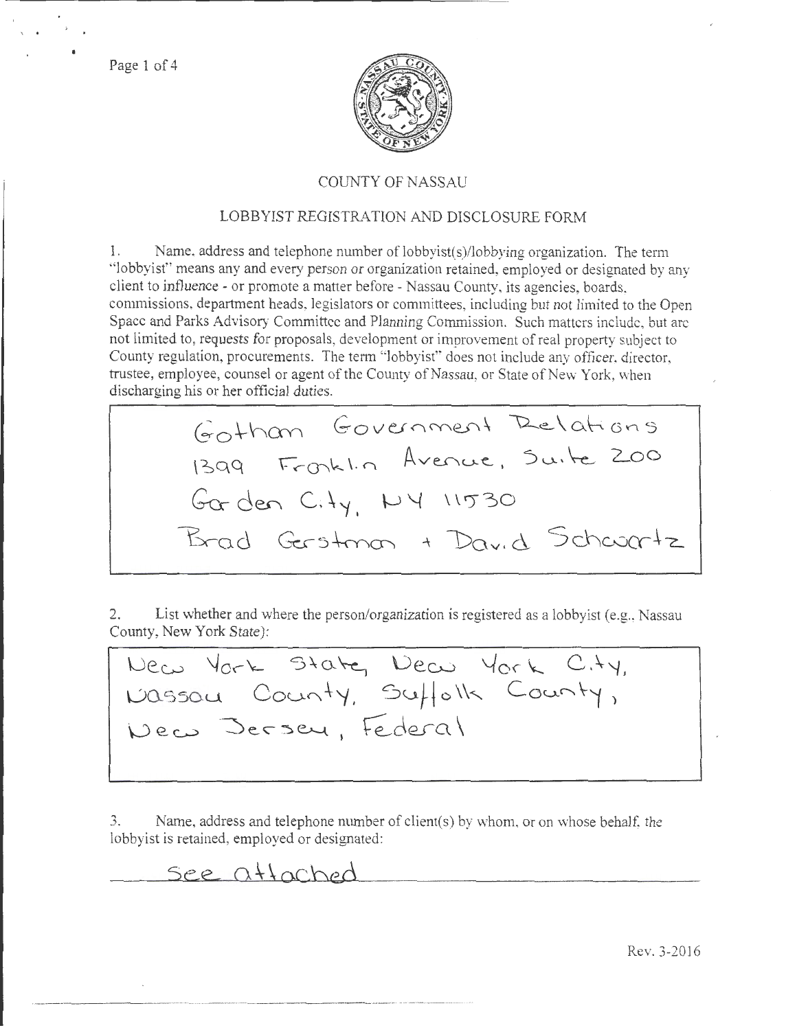COUNTY OF NASSAU

LOBBYIST REGISTRATION AND DISCLOSURE FORM

1. Name, address and telephone number of lobbyist(s)/lobbying organization. The term "lobbyist" means any and every person or organization retained, employed or designated by any client to influence - or promote a matter before - Nassau County, its agencies, boards, commissions, department heads, legislators or committees, including but not limited to the Open Space and Parks Advisory Committee and Planning Commission. Such matters include, but are not limited to, requests for proposals, development or improvement of real property subject to County regulation, procurements. The term "lobbyist" does not include any officer, director, trustee, employee, counsel or agent of the County of Nassau, or State of New York, when discharging his or her official duties.

Gotham Government Relations
1399 Franklin Avenue, Suite 200
Garden City, NY 11530
Brad Gerstman + David Schwartz

2. List whether and where the person/organization is registered as a lobbyist (e.g., Nassau County, New York State):

New York State, New York City, Nassau County, Suffolk County, New Jersey, Federal

3. Name, address and telephone number of client(s) by whom, or on whose behalf, the lobbyist is retained, employed or designated:

See attached

Rev. 3-2016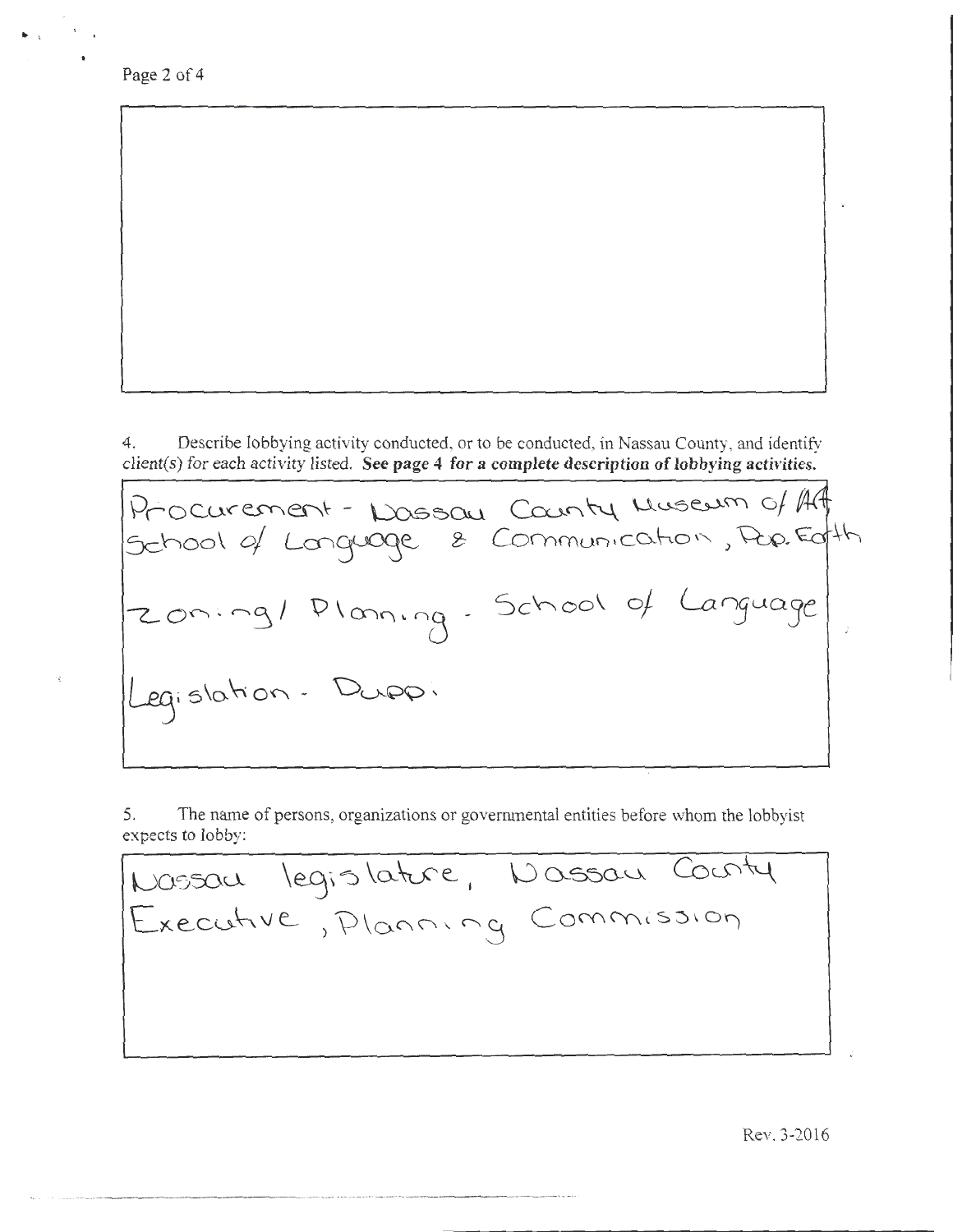4. Describe lobbying activity conducted, or to be conducted, in Nassau County, and identify client(s) for each activity listed. **See page 4** ***for a complete description of lobbying activities.***

Procurement - Nassau County Museum of Art, School of Language & Communication, Pop. Earth

Zoning/ Planning - School of Language

Legislation - Dupp.

5. The name of persons, organizations or governmental entities before whom the lobbyist expects to lobby:

Nassau legislature, Nassau County Executive, Planning Commission

Rev. 3-2016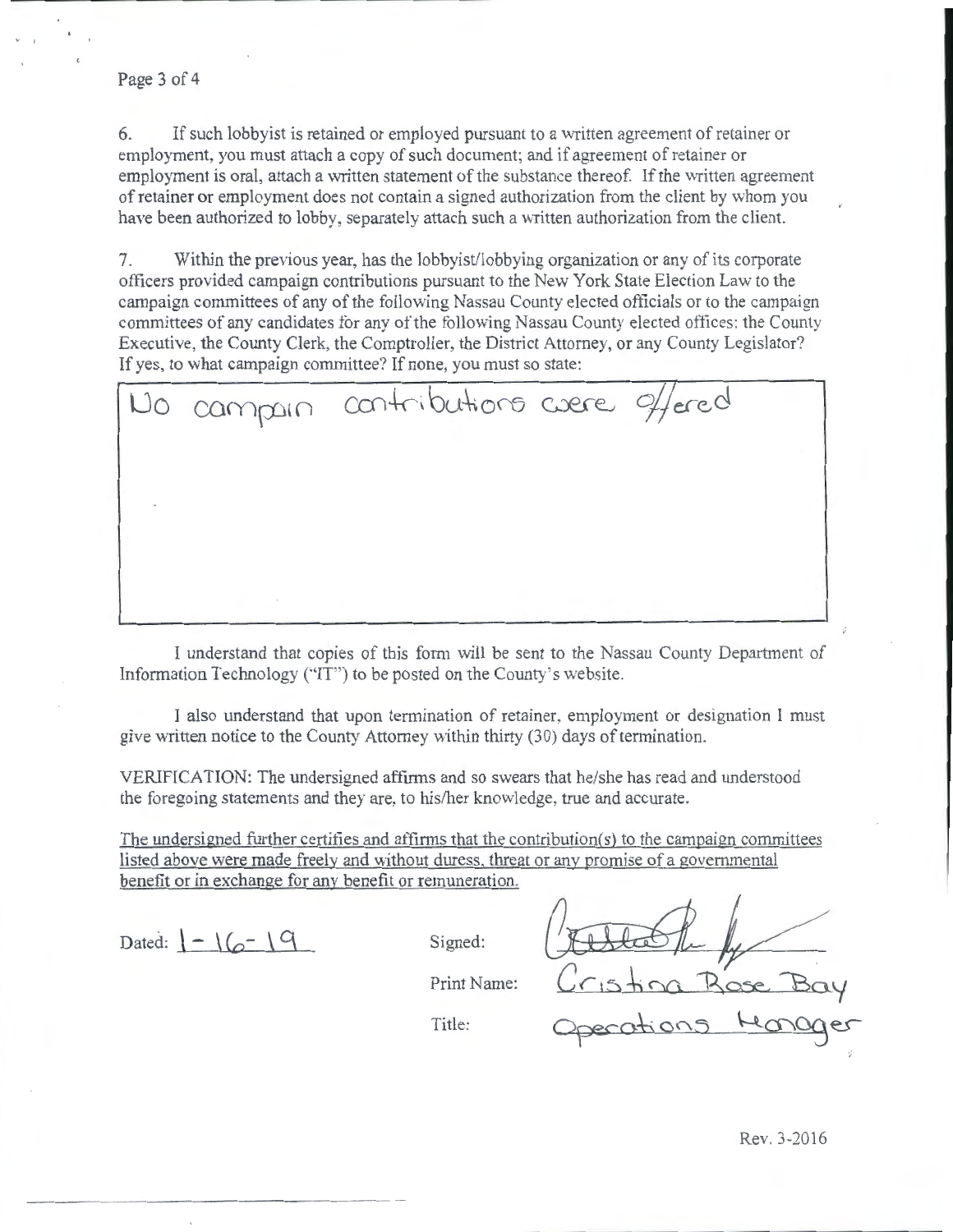6. If such lobbyist is retained or employed pursuant to a written agreement of retainer or employment, you must attach a copy of such document; and if agreement of retainer or employment is oral, attach a written statement of the substance thereof. If the written agreement of retainer or employment does not contain a signed authorization from the client by whom you have been authorized to lobby, separately attach such a written authorization from the client.

7. Within the previous year, has the lobbyist/lobbying organization or any of its corporate officers provided campaign contributions pursuant to the New York State Election Law to the campaign committees of any of the following Nassau County elected officials or to the campaign committees of any candidates for any of the following Nassau County elected offices: the County Executive, the County Clerk, the Comptroller, the District Attorney, or any County Legislator? If yes, to what campaign committee? If none, you must so state:

No campain contributions were offered

I understand that copies of this form will be sent to the Nassau County Department of Information Technology ("IT") to be posted on the County's website.

I also understand that upon termination of retainer, employment or designation I must give written notice to the County Attorney within thirty (30) days of termination.

VERIFICATION: The undersigned affirms and so swears that he/she has read and understood the foregoing statements and they are, to his/her knowledge, true and accurate.

The undersigned further certifies and affirms that the contribution(s) to the campaign committees listed above were made freely and without duress, threat or any promise of a governmental benefit or in exchange for any benefit or remuneration.

Dated: 1-16-19

Signed: [signature]

Print Name: Cristina Rose Bay

Title: Operations Manager

Rev. 3-2016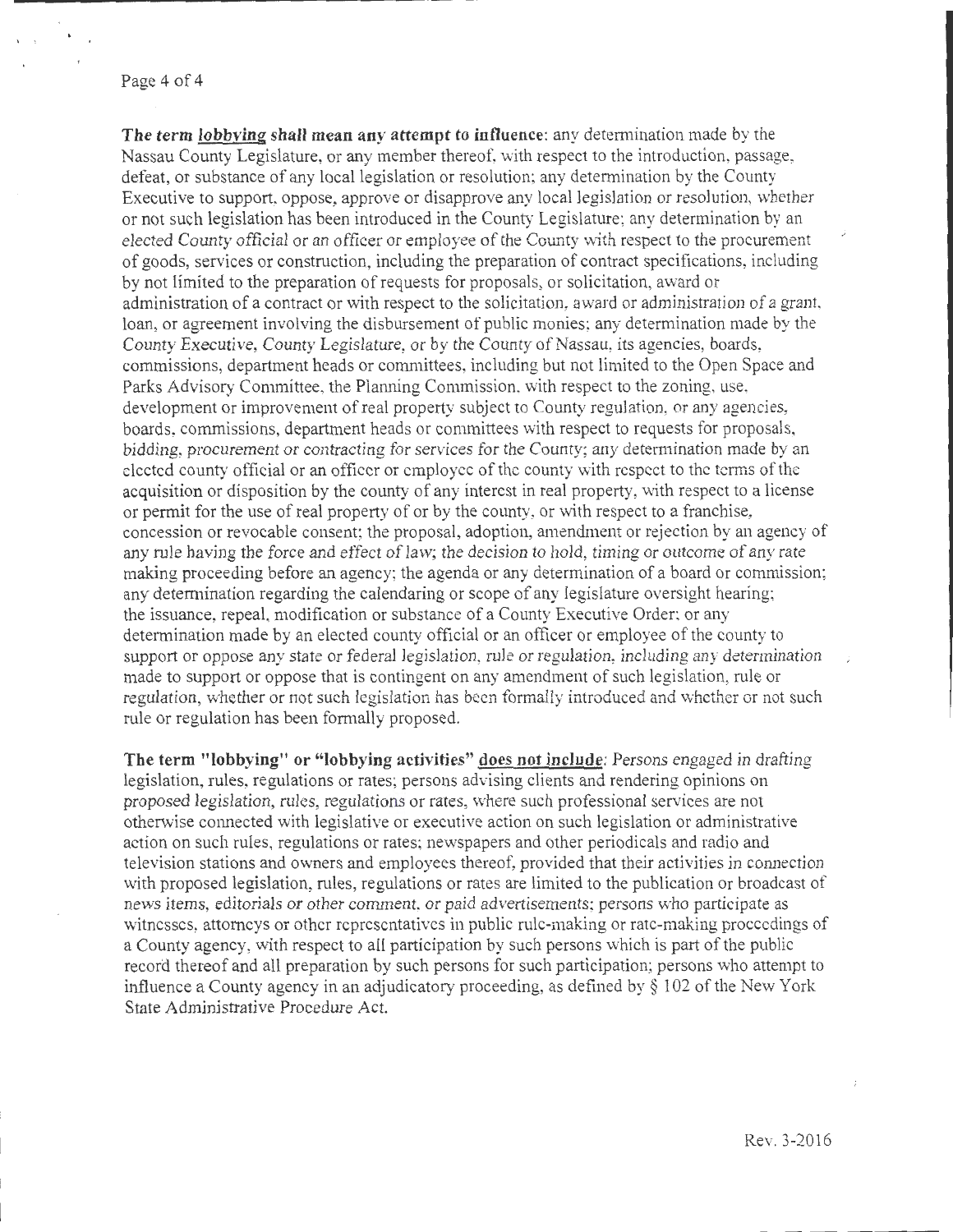**The term *lobbying* shall mean any attempt to influence**: any determination made by the Nassau County Legislature, or any member thereof, with respect to the introduction, passage, defeat, or substance of any local legislation or resolution; any determination by the County Executive to support, oppose, approve or disapprove any local legislation or resolution, whether or not such legislation has been introduced in the County Legislature; any determination by an elected County official or an officer or employee of the County with respect to the procurement of goods, services or construction, including the preparation of contract specifications, including by not limited to the preparation of requests for proposals, or solicitation, award or administration of a contract or with respect to the solicitation, award or administration of a grant, loan, or agreement involving the disbursement of public monies; any determination made by the County Executive, County Legislature, or by the County of Nassau, its agencies, boards, commissions, department heads or committees, including but not limited to the Open Space and Parks Advisory Committee, the Planning Commission, with respect to the zoning, use, development or improvement of real property subject to County regulation, or any agencies, boards, commissions, department heads or committees with respect to requests for proposals, bidding, procurement or contracting for services for the County; any determination made by an elected county official or an officer or employee of the county with respect to the terms of the acquisition or disposition by the county of any interest in real property, with respect to a license or permit for the use of real property of or by the county, or with respect to a franchise, concession or revocable consent; the proposal, adoption, amendment or rejection by an agency of any rule having the force and effect of law; the decision to hold, timing or outcome of any rate making proceeding before an agency; the agenda or any determination of a board or commission; any determination regarding the calendaring or scope of any legislature oversight hearing; the issuance, repeal, modification or substance of a County Executive Order; or any determination made by an elected county official or an officer or employee of the county to support or oppose any state or federal legislation, rule or regulation, including any determination made to support or oppose that is contingent on any amendment of such legislation, rule or regulation, whether or not such legislation has been formally introduced and whether or not such rule or regulation has been formally proposed.

**The term "lobbying" or "lobbying activities" does not include**: Persons engaged in drafting legislation, rules, regulations or rates; persons advising clients and rendering opinions on proposed legislation, rules, regulations or rates, where such professional services are not otherwise connected with legislative or executive action on such legislation or administrative action on such rules, regulations or rates; newspapers and other periodicals and radio and television stations and owners and employees thereof, provided that their activities in connection with proposed legislation, rules, regulations or rates are limited to the publication or broadcast of news items, editorials or other comment, or paid advertisements; persons who participate as witnesses, attorneys or other representatives in public rule-making or rate-making proceedings of a County agency, with respect to all participation by such persons which is part of the public record thereof and all preparation by such persons for such participation; persons who attempt to influence a County agency in an adjudicatory proceeding, as defined by § 102 of the New York State Administrative Procedure Act.

Rev. 3-2016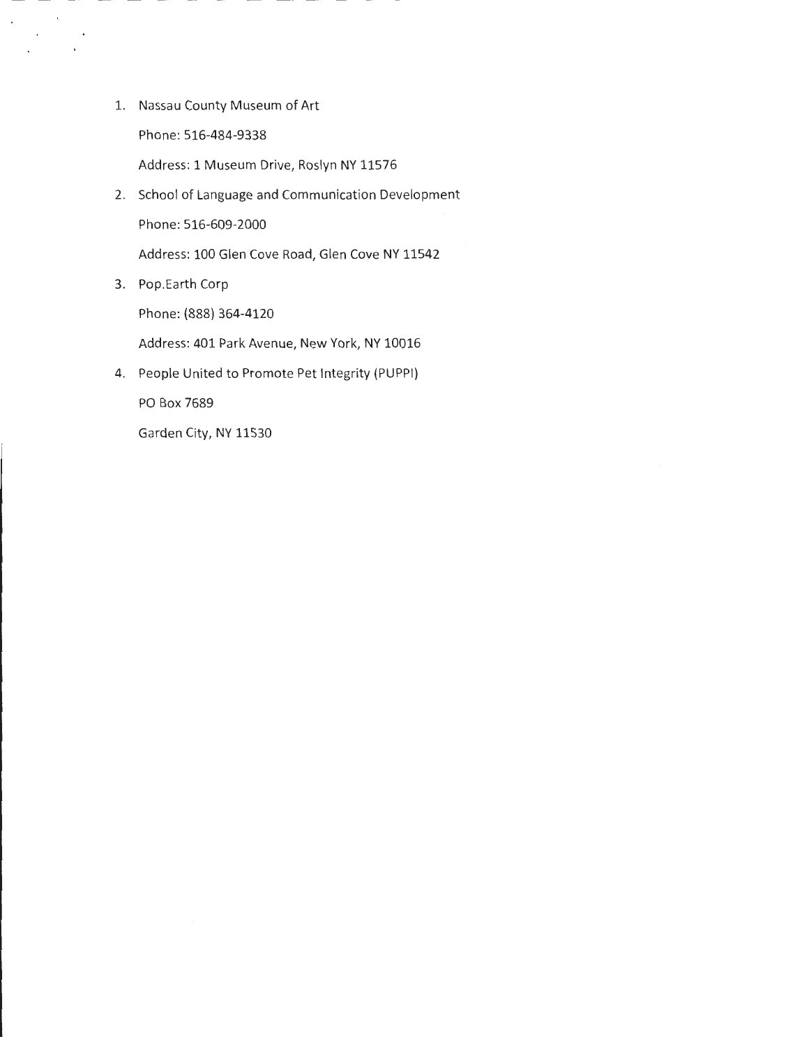1. Nassau County Museum of Art

   Phone: 516-484-9338

   Address: 1 Museum Drive, Roslyn NY 11576

2. School of Language and Communication Development

   Phone: 516-609-2000

   Address: 100 Glen Cove Road, Glen Cove NY 11542

3. Pop.Earth Corp

   Phone: (888) 364-4120

   Address: 401 Park Avenue, New York, NY 10016

4. People United to Promote Pet Integrity (PUPPI)

   PO Box 7689

   Garden City, NY 11530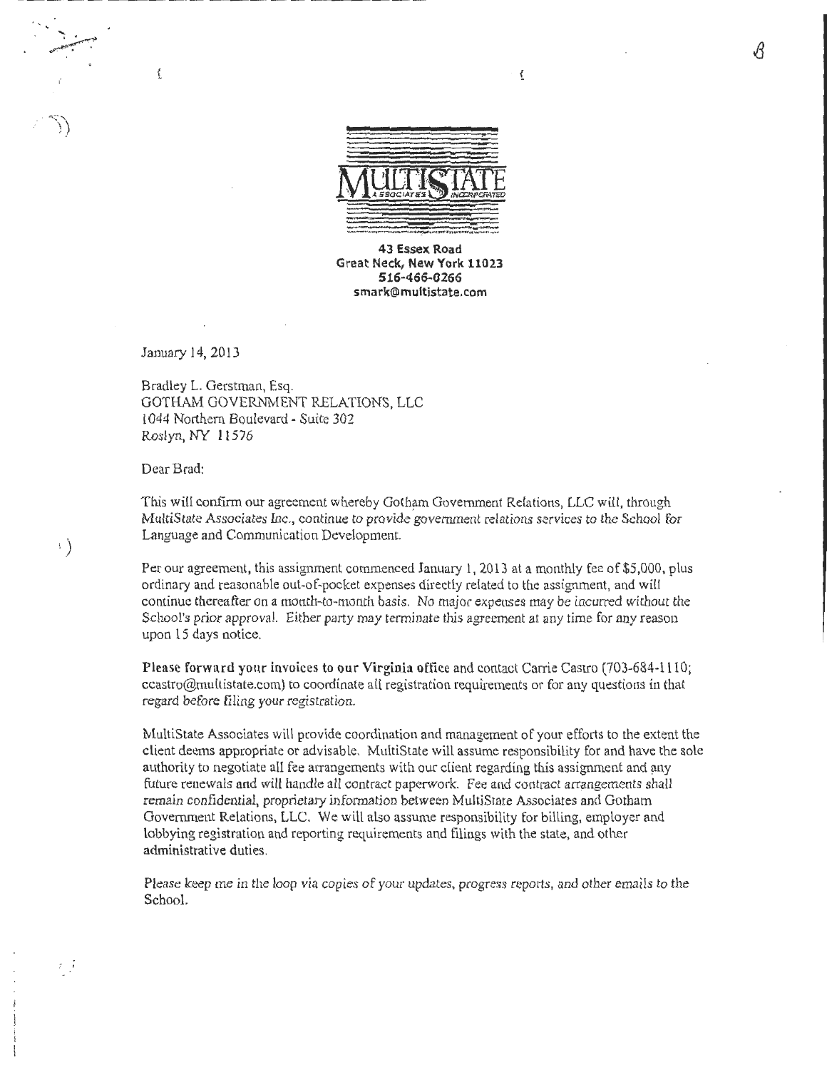MULTISTATE ASSOCIATES INCORPORATED

43 Essex Road
Great Neck, New York 11023
516-466-0266
smark@multistate.com

January 14, 2013

Bradley L. Gerstman, Esq.
GOTHAM GOVERNMENT RELATIONS, LLC
1044 Northern Boulevard - Suite 302
Roslyn, NY 11576

Dear Brad:

This will confirm our agreement whereby Gotham Government Relations, LLC will, through MultiState Associates Inc., continue to provide government relations services to the School for Language and Communication Development.

Per our agreement, this assignment commenced January 1, 2013 at a monthly fee of $5,000, plus ordinary and reasonable out-of-pocket expenses directly related to the assignment, and will continue thereafter on a month-to-month basis. No major expenses may be incurred without the School's prior approval. Either party may terminate this agreement at any time for any reason upon 15 days notice.

**Please forward your invoices to our Virginia office** and contact Carrie Castro (703-684-1110; ccastro@multistate.com) to coordinate all registration requirements or for any questions in that regard before filing your registration.

MultiState Associates will provide coordination and management of your efforts to the extent the client deems appropriate or advisable. MultiState will assume responsibility for and have the sole authority to negotiate all fee arrangements with our client regarding this assignment and any future renewals and will handle all contract paperwork. Fee and contract arrangements shall remain confidential, proprietary information between MultiState Associates and Gotham Government Relations, LLC. We will also assume responsibility for billing, employer and lobbying registration and reporting requirements and filings with the state, and other administrative duties.

Please keep me in the loop via copies of your updates, progress reports, and other emails to the School.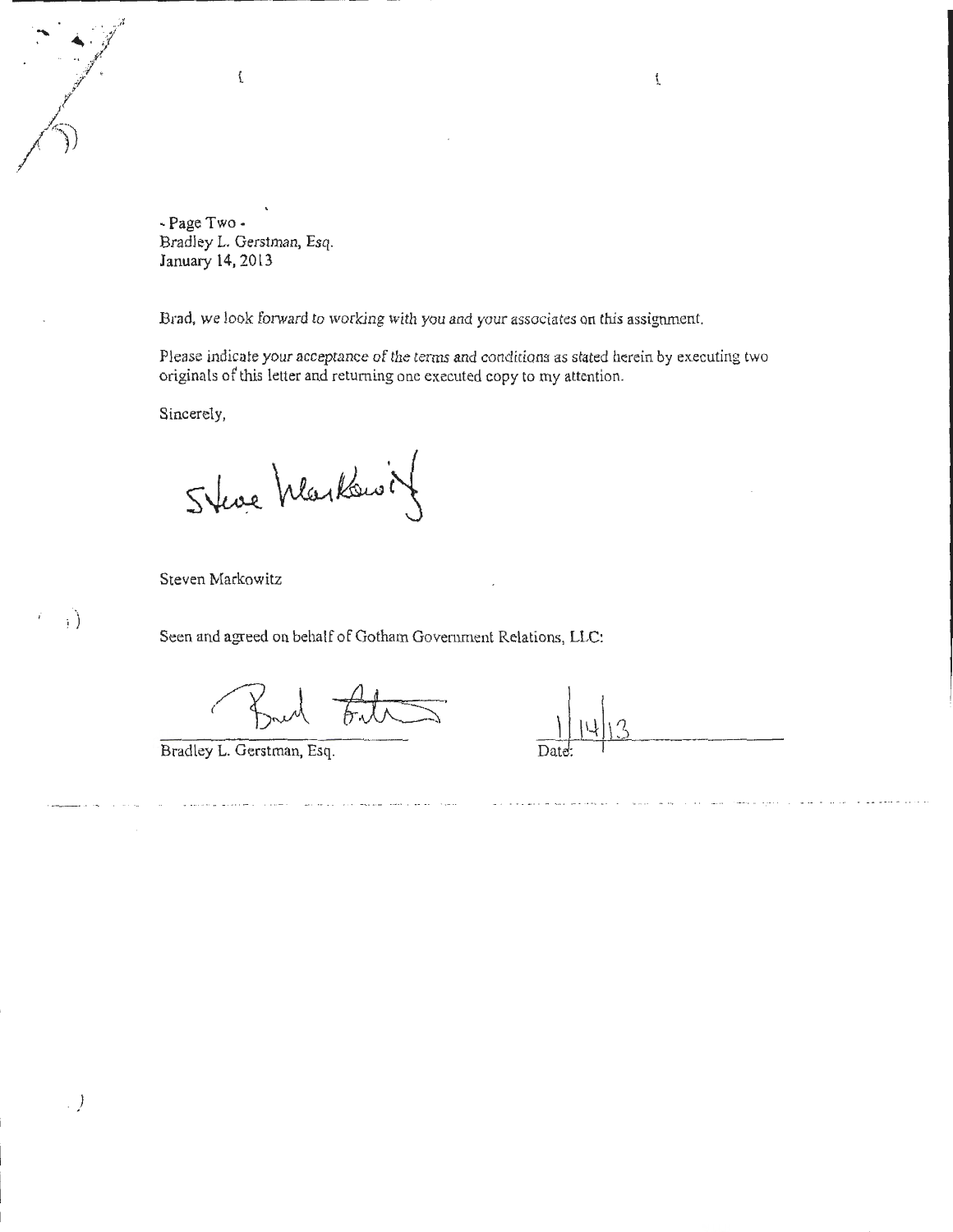- Page Two -
Bradley L. Gerstman, Esq.
January 14, 2013

Brad, we look forward to working with you and your associates on this assignment.

Please indicate your acceptance of the terms and conditions as stated herein by executing two originals of this letter and returning one executed copy to my attention.

Sincerely,

Steve Markowitz

Steven Markowitz

Seen and agreed on behalf of Gotham Government Relations, LLC:

Brad Gerstman

Bradley L. Gerstman, Esq.

1/14/13
Date: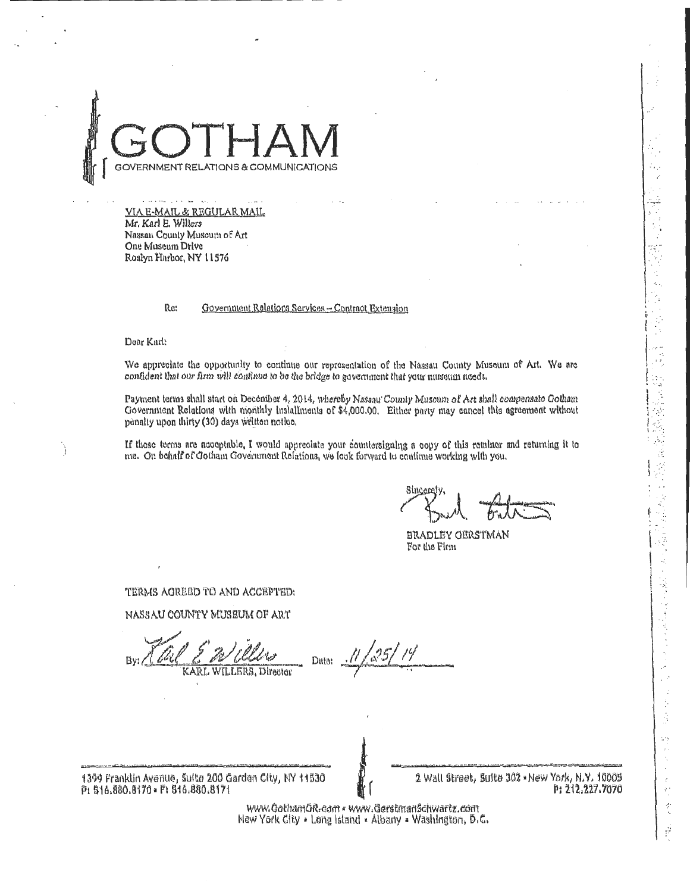# GOTHAM

GOVERNMENT RELATIONS & COMMUNICATIONS

VIA E-MAIL & REGULAR MAIL
Mr. Karl E. Willers
Nassau County Museum of Art
One Museum Drive
Roslyn Harbor, NY 11576

Re: Government Relations Services – Contract Extension

Dear Karl:

We appreciate the opportunity to continue our representation of the Nassau County Museum of Art. We are confident that our firm will continue to be the bridge to government that your museum needs.

Payment terms shall start on December 4, 2014, whereby Nassau County Museum of Art shall compensate Gotham Government Relations with monthly installments of $4,000.00. Either party may cancel this agreement without penalty upon thirty (30) days written notice.

If these terms are acceptable, I would appreciate your countersigning a copy of this retainer and returning it to me. On behalf of Gotham Government Relations, we look forward to continue working with you.

Sincerely,

BRADLEY GERSTMAN
For the Firm

TERMS AGREED TO AND ACCEPTED:

NASSAU COUNTY MUSEUM OF ART

By: KARL WILLERS, Director    Date: 11/25/14

1399 Franklin Avenue, Suite 200 Garden City, NY 11530
P: 516.880.8170 • F: 516.880.8171

2 Wall Street, Suite 302 • New York, N.Y. 10005
P: 212.227.7070

www.GothamGR.com • www.GerstmanSchwartz.com
New York City • Long Island • Albany • Washington, D.C.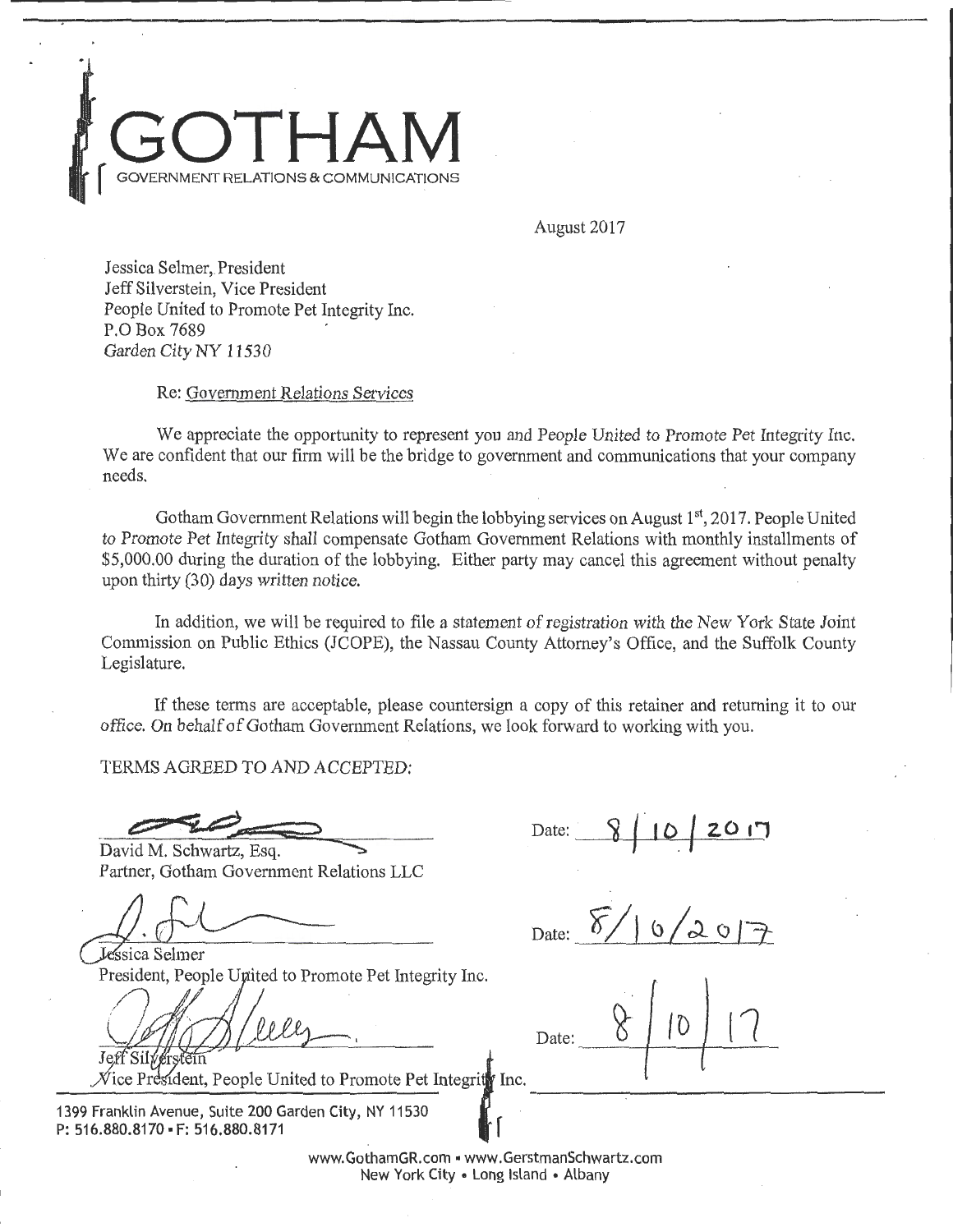# GOTHAM

GOVERNMENT RELATIONS & COMMUNICATIONS

August 2017

Jessica Selmer, President
Jeff Silverstein, Vice President
People United to Promote Pet Integrity Inc.
P.O Box 7689
Garden City NY 11530

Re: Government Relations Services

We appreciate the opportunity to represent you and People United to Promote Pet Integrity Inc. We are confident that our firm will be the bridge to government and communications that your company needs.

Gotham Government Relations will begin the lobbying services on August 1st, 2017. People United to Promote Pet Integrity shall compensate Gotham Government Relations with monthly installments of $5,000.00 during the duration of the lobbying. Either party may cancel this agreement without penalty upon thirty (30) days written notice.

In addition, we will be required to file a statement of registration with the New York State Joint Commission on Public Ethics (JCOPE), the Nassau County Attorney's Office, and the Suffolk County Legislature.

If these terms are acceptable, please countersign a copy of this retainer and returning it to our office. On behalf of Gotham Government Relations, we look forward to working with you.

TERMS AGREED TO AND ACCEPTED:

David M. Schwartz, Esq.
Partner, Gotham Government Relations LLC

Date: 8/10/2017

Jessica Selmer
President, People United to Promote Pet Integrity Inc.

Date: 8/10/2017

Jeff Silverstein
Vice President, People United to Promote Pet Integrity Inc.

Date: 8/10/17

1399 Franklin Avenue, Suite 200 Garden City, NY 11530
P: 516.880.8170 • F: 516.880.8171

www.GothamGR.com • www.GerstmanSchwartz.com
New York City • Long Island • Albany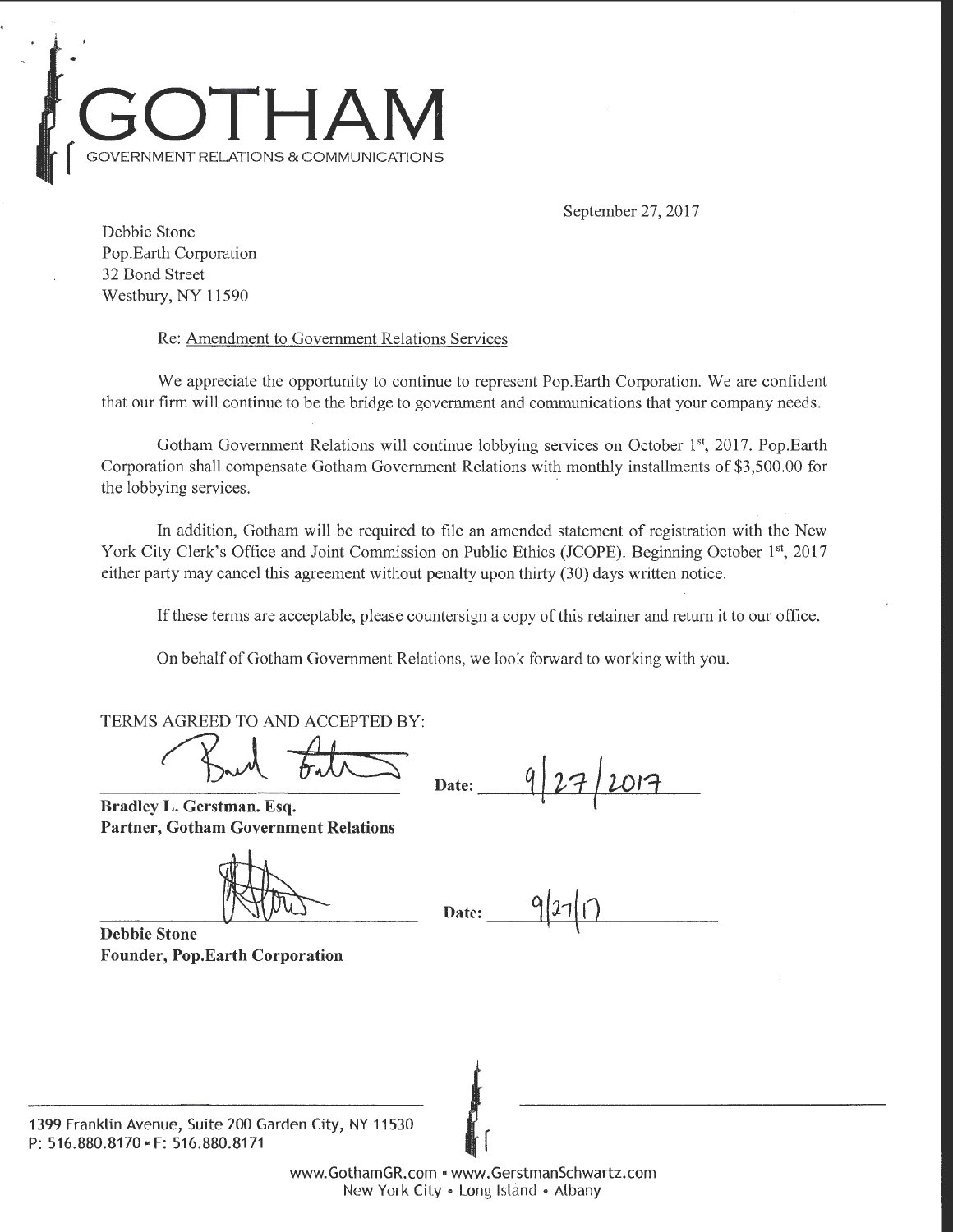# GOTHAM

GOVERNMENT RELATIONS & COMMUNICATIONS

September 27, 2017

Debbie Stone
Pop.Earth Corporation
32 Bond Street
Westbury, NY 11590

Re: Amendment to Government Relations Services

We appreciate the opportunity to continue to represent Pop.Earth Corporation. We are confident that our firm will continue to be the bridge to government and communications that your company needs.

Gotham Government Relations will continue lobbying services on October 1st, 2017. Pop.Earth Corporation shall compensate Gotham Government Relations with monthly installments of $3,500.00 for the lobbying services.

In addition, Gotham will be required to file an amended statement of registration with the New York City Clerk's Office and Joint Commission on Public Ethics (JCOPE). Beginning October 1st, 2017 either party may cancel this agreement without penalty upon thirty (30) days written notice.

If these terms are acceptable, please countersign a copy of this retainer and return it to our office.

On behalf of Gotham Government Relations, we look forward to working with you.

TERMS AGREED TO AND ACCEPTED BY:

**Bradley L. Gerstman. Esq.**
**Partner, Gotham Government Relations**

Date: 9/27/2017

**Debbie Stone**
**Founder, Pop.Earth Corporation**

Date: 9/27/17

1399 Franklin Avenue, Suite 200 Garden City, NY 11530
P: 516.880.8170 • F: 516.880.8171

www.GothamGR.com • www.GerstmanSchwartz.com
New York City • Long Island • Albany